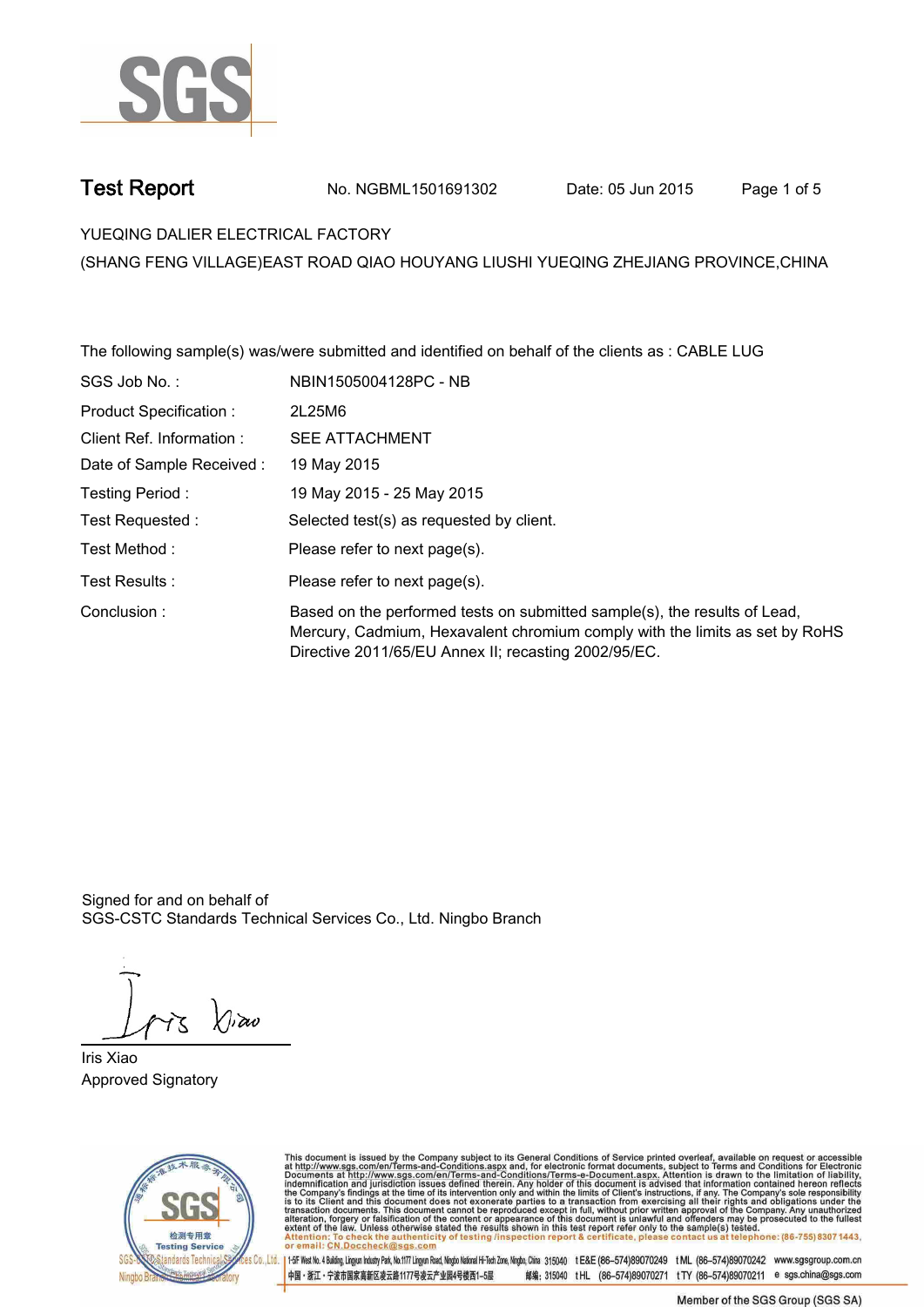SGS

# Test Report

No. NGBML1501691302 Date: 05 Jun 2015

YUEQING DALIER ELECTRICAL FACTORY

(SHANG FENG VILLAGE)EAST ROAD QIAO HOUYANG LIUSHI YUEQING ZHEJIANG PROVINCE,CHINA

The following sample(s) was/were submitted and identified on behalf of the clients as : CABLE LUG

| | |
|---|---|
| SGS Job No. : | NBIN1505004128PC - NB |
| Product Specification : | 2L25M6 |
| Client Ref. Information : | SEE ATTACHMENT |
| Date of Sample Received : | 19 May 2015 |
| Testing Period : | 19 May 2015 - 25 May 2015 |
| Test Requested : | Selected test(s) as requested by client. |
| Test Method : | Please refer to next page(s). |
| Test Results : | Please refer to next page(s). |
| Conclusion : | Based on the performed tests on submitted sample(s), the results of Lead, Mercury, Cadmium, Hexavalent chromium comply with the limits as set by RoHS Directive 2011/65/EU Annex II; recasting 2002/95/EC. |

Signed for and on behalf of
SGS-CSTC Standards Technical Services Co., Ltd. Ningbo Branch

Iris Xiao
Approved Signatory

This document is issued by the Company subject to its General Conditions of Service printed overleaf, available on request or accessible at http://www.sgs.com/en/Terms-and-Conditions.aspx and, for electronic format documents, subject to Terms and Conditions for Electronic Documents at http://www.sgs.com/en/Terms-and-Conditions/Terms-e-Document.aspx. Attention is drawn to the limitation of liability, indemnification and jurisdiction issues defined therein. Any holder of this document is advised that information contained hereon reflects the Company's findings at the time of its intervention only and within the limits of Client's instructions, if any. The Company's sole responsibility is to its Client and this document does not exonerate parties to a transaction from exercising all their rights and obligations under the transaction documents. This document cannot be reproduced except in full, without prior written approval of the Company. Any unauthorized alteration, forgery or falsification of the content or appearance of this document is unlawful and offenders may be prosecuted to the fullest extent of the law. Unless otherwise stated the results shown in this test report refer only to the sample(s) tested.
Attention: To check the authenticity of testing /inspection report & certificate, please contact us at telephone: (86-755) 8307 1443, or email: CN.Doccheck@sgs.com

1-5F West No. 4 Building, Lingyun Industry Park, No.1177 Lingyun Road, Ningbo National Hi-Tech Zone, Ningbo, China 315040 t E&E (86-574)89070249 t ML (86-574)89070242 www.sgsgroup.com.cn
中国・浙江・宁波市国家高新区凌云路1177号凌云产业园4号楼西1–5层 邮编: 315040 t HL (86-574)89070271 t TY (86-574)89070211 e sgs.china@sgs.com

Member of the SGS Group (SGS SA)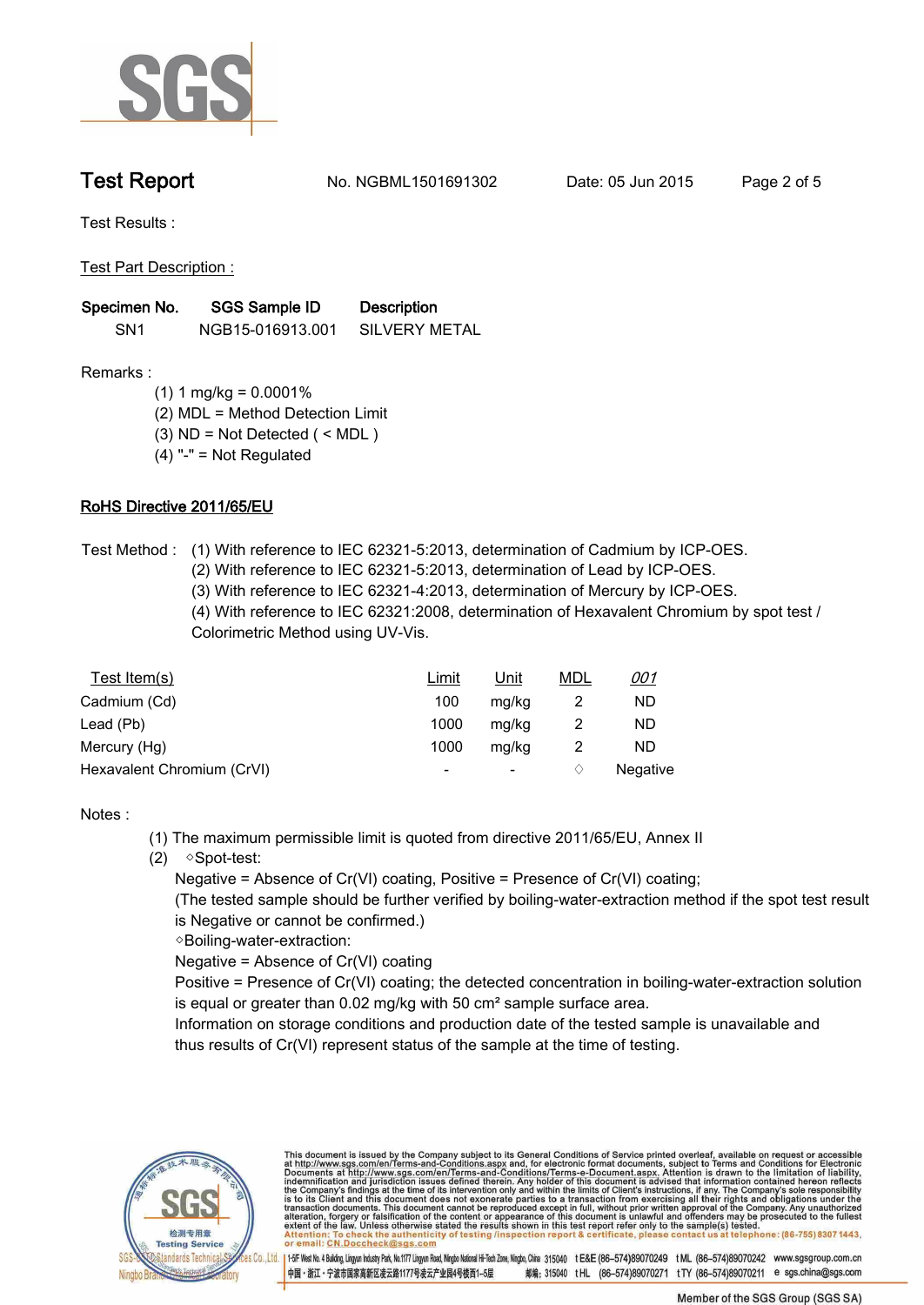# Test Report

No. NGBML1501691302 Date: 05 Jun 2015

Test Results :

Test Part Description :

| Specimen No. | SGS Sample ID | Description |
|---|---|---|
| SN1 | NGB15-016913.001 | SILVERY METAL |

Remarks :

(1) 1 mg/kg = 0.0001%
(2) MDL = Method Detection Limit
(3) ND = Not Detected ( < MDL )
(4) "-" = Not Regulated

## RoHS Directive 2011/65/EU

Test Method : (1) With reference to IEC 62321-5:2013, determination of Cadmium by ICP-OES.
(2) With reference to IEC 62321-5:2013, determination of Lead by ICP-OES.
(3) With reference to IEC 62321-4:2013, determination of Mercury by ICP-OES.
(4) With reference to IEC 62321:2008, determination of Hexavalent Chromium by spot test / Colorimetric Method using UV-Vis.

| Test Item(s) | Limit | Unit | MDL | *001* |
|---|---|---|---|---|
| Cadmium (Cd) | 100 | mg/kg | 2 | ND |
| Lead (Pb) | 1000 | mg/kg | 2 | ND |
| Mercury (Hg) | 1000 | mg/kg | 2 | ND |
| Hexavalent Chromium (CrVI) | - | - | ◇ | Negative |

Notes :

(1) The maximum permissible limit is quoted from directive 2011/65/EU, Annex II
(2) ◇Spot-test:
Negative = Absence of Cr(VI) coating, Positive = Presence of Cr(VI) coating;
(The tested sample should be further verified by boiling-water-extraction method if the spot test result is Negative or cannot be confirmed.)
◇Boiling-water-extraction:
Negative = Absence of Cr(VI) coating
Positive = Presence of Cr(VI) coating; the detected concentration in boiling-water-extraction solution is equal or greater than 0.02 mg/kg with 50 cm² sample surface area.
Information on storage conditions and production date of the tested sample is unavailable and thus results of Cr(VI) represent status of the sample at the time of testing.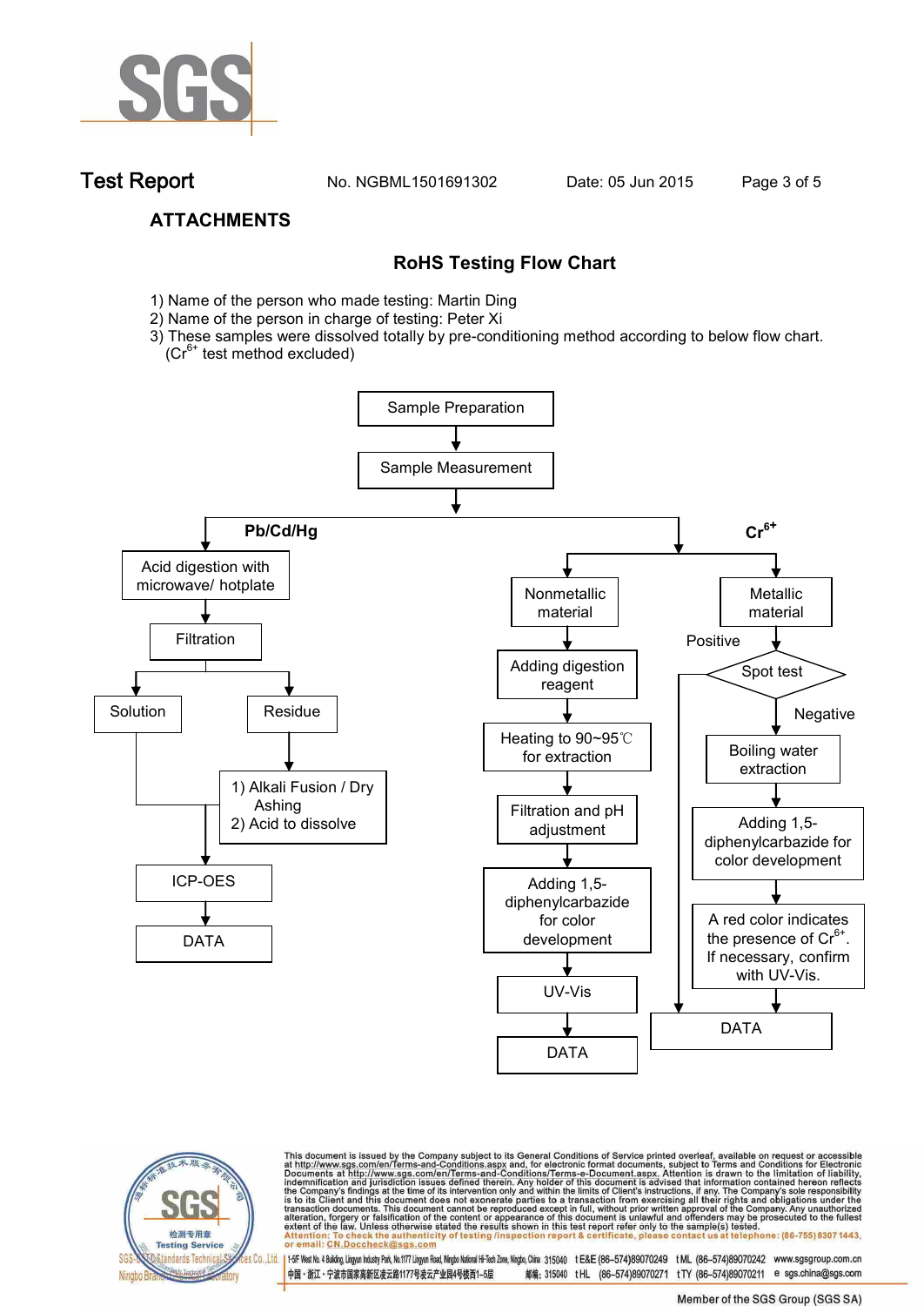## ATTACHMENTS

### RoHS Testing Flow Chart

1) Name of the person who made testing: Martin Ding
2) Name of the person in charge of testing: Peter Xi
3) These samples were dissolved totally by pre-conditioning method according to below flow chart. ($Cr^{6+}$ test method excluded)

Sample Preparation

Sample Measurement

**Pb/Cd/Hg**

Acid digestion with microwave/ hotplate

Filtration

Solution

Residue

1) Alkali Fusion / Dry Ashing
2) Acid to dissolve

ICP-OES

DATA

**$Cr^{6+}$**

Nonmetallic material

Adding digestion reagent

Heating to 90~95℃ for extraction

Filtration and pH adjustment

Adding 1,5-diphenylcarbazide for color development

UV-Vis

DATA

Metallic material

Spot test

Positive

Negative

Boiling water extraction

Adding 1,5-diphenylcarbazide for color development

A red color indicates the presence of $Cr^{6+}$. If necessary, confirm with UV-Vis.

DATA

This document is issued by the Company subject to its General Conditions of Service printed overleaf, available on request or accessible at http://www.sgs.com/en/Terms-and-Conditions.aspx and, for electronic format documents, subject to Terms and Conditions for Electronic Documents at http://www.sgs.com/en/Terms-and-Conditions/Terms-e-Document.aspx. Attention is drawn to the limitation of liability, indemnification and jurisdiction issues defined therein. Any holder of this document is advised that information contained hereon reflects the Company's findings at the time of its intervention only and within the limits of Client's instructions, if any. The Company's sole responsibility is to its Client and this document does not exonerate parties to a transaction from exercising all their rights and obligations under the transaction documents. This document cannot be reproduced except in full, without prior written approval of the Company. Any unauthorized alteration, forgery or falsification of the content or appearance of this document is unlawful and offenders may be prosecuted to the fullest extent of the law. Unless otherwise stated the results shown in this test report refer only to the sample(s) tested.
Attention: To check the authenticity of testing /inspection report & certificate, please contact us at telephone: (86-755) 8307 1443, or email: CN.Doccheck@sgs.com

SGS-CSTC Standards Technical Services Co.,Ltd. Ningbo Branch Chemical Laboratory

1-5F West No. 4 Building, Lingyun Industry Park, No.1177 Lingyun Road, Ningbo National Hi-Tech Zone, Ningbo, China 315040 t E&E (86–574)89070249 t ML (86–574)89070242 www.sgsgroup.com.cn
中国・浙江・宁波市国家高新区凌云路1177号凌云产业园4号楼西1–5层 邮编: 315040 t HL (86–574)89070271 t TY (86–574)89070211 e sgs.china@sgs.com

Member of the SGS Group (SGS SA)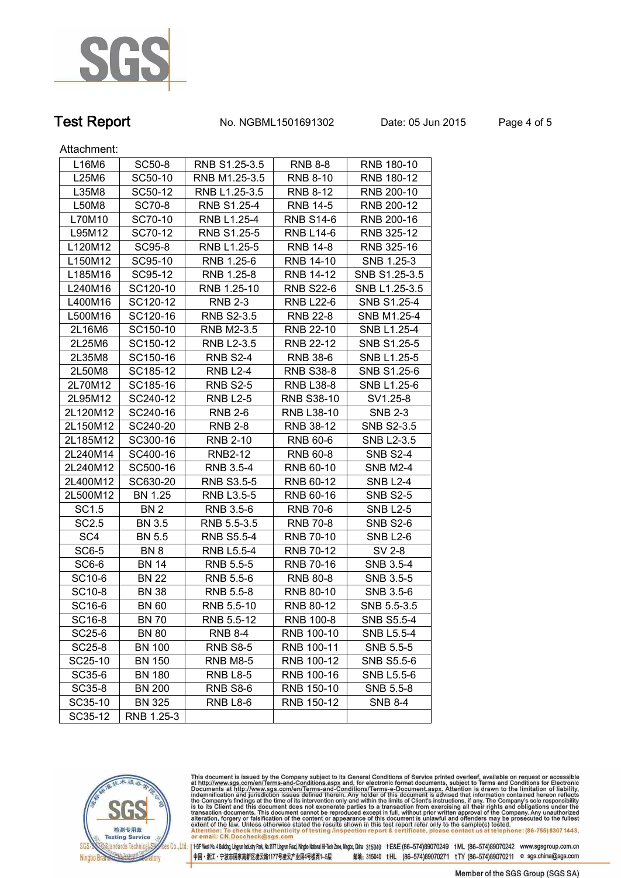Attachment:

| | | | | |
|---|---|---|---|---|
| L16M6 | SC50-8 | RNB S1.25-3.5 | RNB 8-8 | RNB 180-10 |
| L25M6 | SC50-10 | RNB M1.25-3.5 | RNB 8-10 | RNB 180-12 |
| L35M8 | SC50-12 | RNB L1.25-3.5 | RNB 8-12 | RNB 200-10 |
| L50M8 | SC70-8 | RNB S1.25-4 | RNB 14-5 | RNB 200-12 |
| L70M10 | SC70-10 | RNB L1.25-4 | RNB S14-6 | RNB 200-16 |
| L95M12 | SC70-12 | RNB S1.25-5 | RNB L14-6 | RNB 325-12 |
| L120M12 | SC95-8 | RNB L1.25-5 | RNB 14-8 | RNB 325-16 |
| L150M12 | SC95-10 | RNB 1.25-6 | RNB 14-10 | SNB 1.25-3 |
| L185M16 | SC95-12 | RNB 1.25-8 | RNB 14-12 | SNB S1.25-3.5 |
| L240M16 | SC120-10 | RNB 1.25-10 | RNB S22-6 | SNB L1.25-3.5 |
| L400M16 | SC120-12 | RNB 2-3 | RNB L22-6 | SNB S1.25-4 |
| L500M16 | SC120-16 | RNB S2-3.5 | RNB 22-8 | SNB M1.25-4 |
| 2L16M6 | SC150-10 | RNB M2-3.5 | RNB 22-10 | SNB L1.25-4 |
| 2L25M6 | SC150-12 | RNB L2-3.5 | RNB 22-12 | SNB S1.25-5 |
| 2L35M8 | SC150-16 | RNB S2-4 | RNB 38-6 | SNB L1.25-5 |
| 2L50M8 | SC185-12 | RNB L2-4 | RNB S38-8 | SNB S1.25-6 |
| 2L70M12 | SC185-16 | RNB S2-5 | RNB L38-8 | SNB L1.25-6 |
| 2L95M12 | SC240-12 | RNB L2-5 | RNB S38-10 | SV1.25-8 |
| 2L120M12 | SC240-16 | RNB 2-6 | RNB L38-10 | SNB 2-3 |
| 2L150M12 | SC240-20 | RNB 2-8 | RNB 38-12 | SNB S2-3.5 |
| 2L185M12 | SC300-16 | RNB 2-10 | RNB 60-6 | SNB L2-3.5 |
| 2L240M14 | SC400-16 | RNB2-12 | RNB 60-8 | SNB S2-4 |
| 2L240M12 | SC500-16 | RNB 3.5-4 | RNB 60-10 | SNB M2-4 |
| 2L400M12 | SC630-20 | RNB S3.5-5 | RNB 60-12 | SNB L2-4 |
| 2L500M12 | BN 1.25 | RNB L3.5-5 | RNB 60-16 | SNB S2-5 |
| SC1.5 | BN 2 | RNB 3.5-6 | RNB 70-6 | SNB L2-5 |
| SC2.5 | BN 3.5 | RNB 5.5-3.5 | RNB 70-8 | SNB S2-6 |
| SC4 | BN 5.5 | RNB S5.5-4 | RNB 70-10 | SNB L2-6 |
| SC6-5 | BN 8 | RNB L5.5-4 | RNB 70-12 | SV 2-8 |
| SC6-6 | BN 14 | RNB 5.5-5 | RNB 70-16 | SNB 3.5-4 |
| SC10-6 | BN 22 | RNB 5.5-6 | RNB 80-8 | SNB 3.5-5 |
| SC10-8 | BN 38 | RNB 5.5-8 | RNB 80-10 | SNB 3.5-6 |
| SC16-6 | BN 60 | RNB 5.5-10 | RNB 80-12 | SNB 5.5-3.5 |
| SC16-8 | BN 70 | RNB 5.5-12 | RNB 100-8 | SNB S5.5-4 |
| SC25-6 | BN 80 | RNB 8-4 | RNB 100-10 | SNB L5.5-4 |
| SC25-8 | BN 100 | RNB S8-5 | RNB 100-11 | SNB 5.5-5 |
| SC25-10 | BN 150 | RNB M8-5 | RNB 100-12 | SNB S5.5-6 |
| SC35-6 | BN 180 | RNB L8-5 | RNB 100-16 | SNB L5.5-6 |
| SC35-8 | BN 200 | RNB S8-6 | RNB 150-10 | SNB 5.5-8 |
| SC35-10 | BN 325 | RNB L8-6 | RNB 150-12 | SNB 8-4 |
| SC35-12 | RNB 1.25-3 | | | |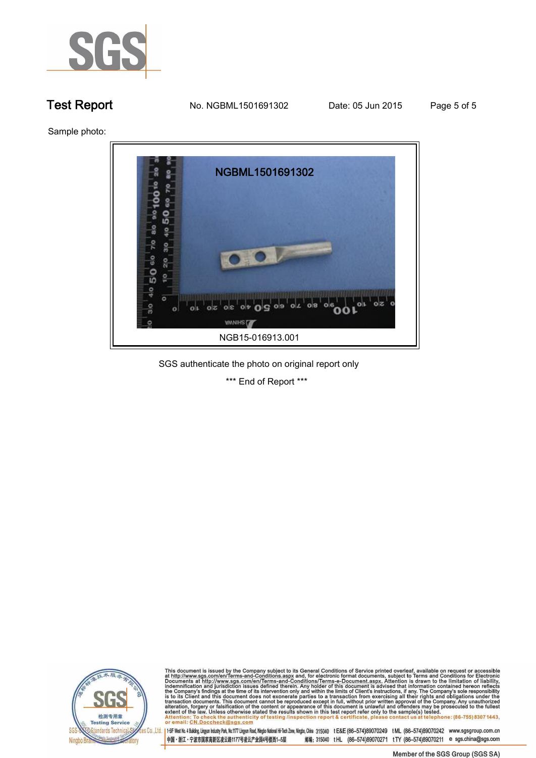Sample photo:

NGBML1501691302

NGB15-016913.001

SGS authenticate the photo on original report only

*** End of Report ***

This document is issued by the Company subject to its General Conditions of Service printed overleaf, available on request or accessible at http://www.sgs.com/en/Terms-and-Conditions.aspx and, for electronic format documents, subject to Terms and Conditions for Electronic Documents at http://www.sgs.com/en/Terms-and-Conditions/Terms-e-Document.aspx. Attention is drawn to the limitation of liability, indemnification and jurisdiction issues defined therein. Any holder of this document is advised that information contained hereon reflects the Company's findings at the time of its intervention only and within the limits of Client's instructions, if any. The Company's sole responsibility is to its Client and this document does not exonerate parties to a transaction from exercising all their rights and obligations under the transaction documents. This document cannot be reproduced except in full, without prior written approval of the Company. Any unauthorized alteration, forgery or falsification of the content or appearance of this document is unlawful and offenders may be prosecuted to the fullest extent of the law. Unless otherwise stated the results shown in this test report refer only to the sample(s) tested.
Attention: To check the authenticity of testing /inspection report & certificate, please contact us at telephone: (86-755) 8307 1443, or email: CN.Doccheck@sgs.com

SGS-CSTC Standards Technical Services Co.,Ltd. Ningbo Branch Laboratory

1-5F West No. 4 Building, Lingyun Industry Park, No.1177 Lingyun Road, Ningbo National Hi-Tech Zone, Ningbo, China 315040 t E&E (86-574)89070249 t ML (86-574)89070242 www.sgsgroup.com.cn
中国・浙江・宁波市国家高新区凌云路1177号凌云产业园4号楼西1–5层 邮编：315040 t HL (86-574)89070271 t TY (86-574)89070211 e sgs.china@sgs.com

Member of the SGS Group (SGS SA)